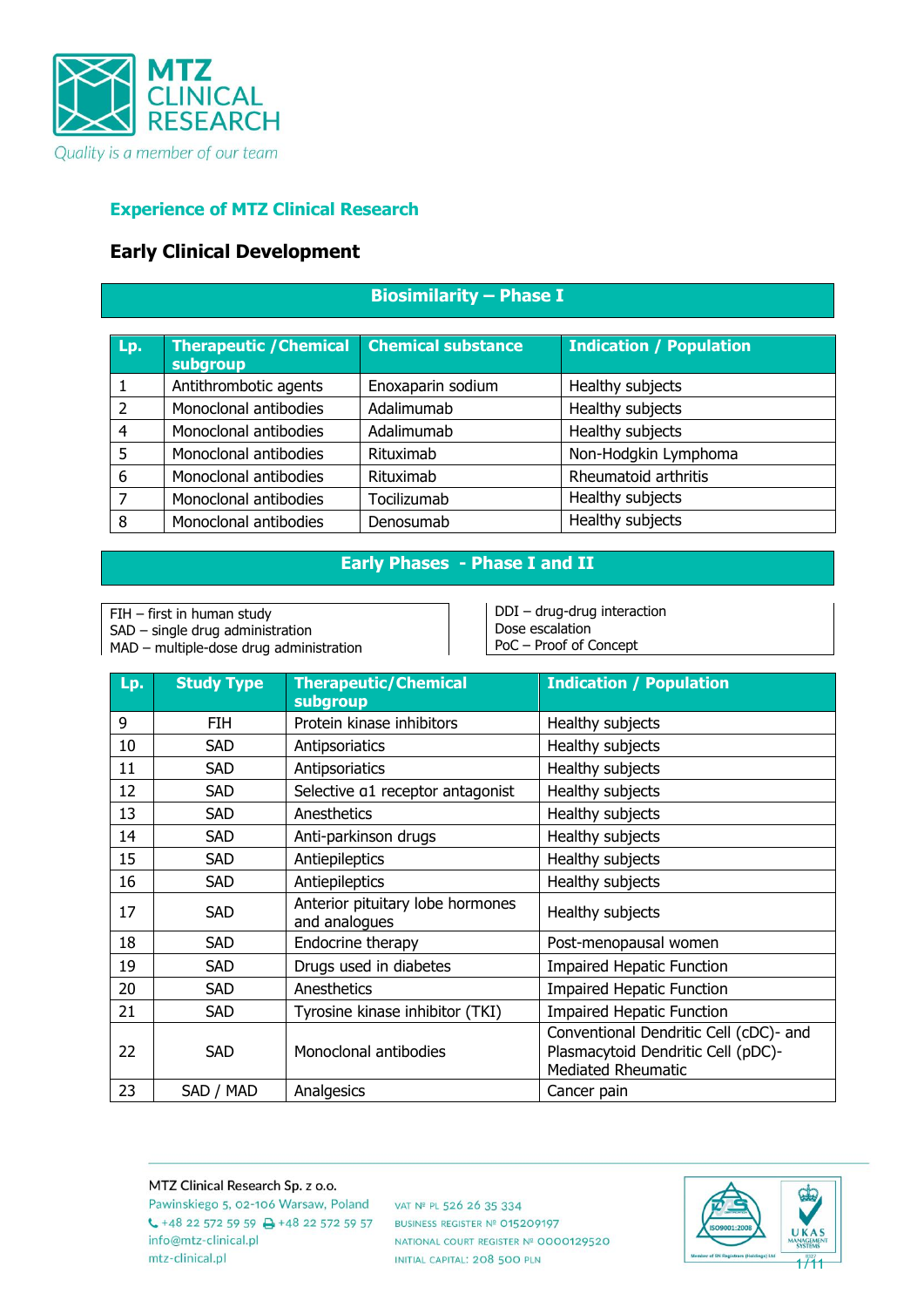MTZ CLINICAL RESEARCH

*Quality is a member of our team*

## Experience of MTZ Clinical Research

## Early Clinical Development

### Biosimilarity – Phase I

| Lp. | Therapeutic /Chemical subgroup | Chemical substance | Indication / Population |
|---|---|---|---|
| 1 | Antithrombotic agents | Enoxaparin sodium | Healthy subjects |
| 2 | Monoclonal antibodies | Adalimumab | Healthy subjects |
| 4 | Monoclonal antibodies | Adalimumab | Healthy subjects |
| 5 | Monoclonal antibodies | Rituximab | Non-Hodgkin Lymphoma |
| 6 | Monoclonal antibodies | Rituximab | Rheumatoid arthritis |
| 7 | Monoclonal antibodies | Tocilizumab | Healthy subjects |
| 8 | Monoclonal antibodies | Denosumab | Healthy subjects |

### Early Phases - Phase I and II

FIH – first in human study
SAD – single drug administration
MAD – multiple-dose drug administration

DDI – drug-drug interaction
Dose escalation
PoC – Proof of Concept

| Lp. | Study Type | Therapeutic/Chemical subgroup | Indication / Population |
|---|---|---|---|
| 9 | FIH | Protein kinase inhibitors | Healthy subjects |
| 10 | SAD | Antipsoriatics | Healthy subjects |
| 11 | SAD | Antipsoriatics | Healthy subjects |
| 12 | SAD | Selective α1 receptor antagonist | Healthy subjects |
| 13 | SAD | Anesthetics | Healthy subjects |
| 14 | SAD | Anti-parkinson drugs | Healthy subjects |
| 15 | SAD | Antiepileptics | Healthy subjects |
| 16 | SAD | Antiepileptics | Healthy subjects |
| 17 | SAD | Anterior pituitary lobe hormones and analogues | Healthy subjects |
| 18 | SAD | Endocrine therapy | Post-menopausal women |
| 19 | SAD | Drugs used in diabetes | Impaired Hepatic Function |
| 20 | SAD | Anesthetics | Impaired Hepatic Function |
| 21 | SAD | Tyrosine kinase inhibitor (TKI) | Impaired Hepatic Function |
| 22 | SAD | Monoclonal antibodies | Conventional Dendritic Cell (cDC)- and Plasmacytoid Dendritic Cell (pDC)-Mediated Rheumatic |
| 23 | SAD / MAD | Analgesics | Cancer pain |

MTZ Clinical Research Sp. z o.o.
Pawinskiego 5, 02-106 Warsaw, Poland
+48 22 572 59 59 +48 22 572 59 57
info@mtz-clinical.pl
mtz-clinical.pl

VAT № PL 526 26 35 334
BUSINESS REGISTER № 015209197
NATIONAL COURT REGISTER № 0000129520
INITIAL CAPITAL: 208 500 PLN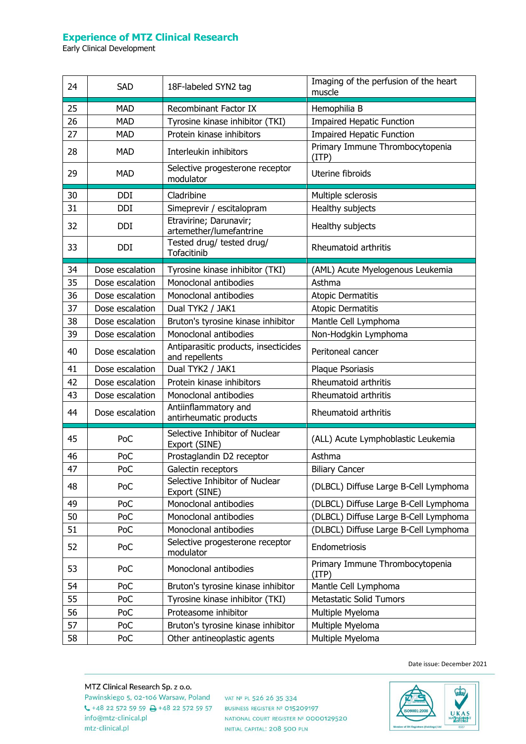## Experience of MTZ Clinical Research

Early Clinical Development

| | | | |
|---|---|---|---|
| 24 | SAD | 18F-labeled SYN2 tag | Imaging of the perfusion of the heart muscle |
| 25 | MAD | Recombinant Factor IX | Hemophilia B |
| 26 | MAD | Tyrosine kinase inhibitor (TKI) | Impaired Hepatic Function |
| 27 | MAD | Protein kinase inhibitors | Impaired Hepatic Function |
| 28 | MAD | Interleukin inhibitors | Primary Immune Thrombocytopenia (ITP) |
| 29 | MAD | Selective progesterone receptor modulator | Uterine fibroids |
| 30 | DDI | Cladribine | Multiple sclerosis |
| 31 | DDI | Simeprevir / escitalopram | Healthy subjects |
| 32 | DDI | Etravirine; Darunavir; artemether/lumefantrine | Healthy subjects |
| 33 | DDI | Tested drug/ tested drug/ Tofacitinib | Rheumatoid arthritis |
| 34 | Dose escalation | Tyrosine kinase inhibitor (TKI) | (AML) Acute Myelogenous Leukemia |
| 35 | Dose escalation | Monoclonal antibodies | Asthma |
| 36 | Dose escalation | Monoclonal antibodies | Atopic Dermatitis |
| 37 | Dose escalation | Dual TYK2 / JAK1 | Atopic Dermatitis |
| 38 | Dose escalation | Bruton's tyrosine kinase inhibitor | Mantle Cell Lymphoma |
| 39 | Dose escalation | Monoclonal antibodies | Non-Hodgkin Lymphoma |
| 40 | Dose escalation | Antiparasitic products, insecticides and repellents | Peritoneal cancer |
| 41 | Dose escalation | Dual TYK2 / JAK1 | Plaque Psoriasis |
| 42 | Dose escalation | Protein kinase inhibitors | Rheumatoid arthritis |
| 43 | Dose escalation | Monoclonal antibodies | Rheumatoid arthritis |
| 44 | Dose escalation | Antiinflammatory and antirheumatic products | Rheumatoid arthritis |
| 45 | PoC | Selective Inhibitor of Nuclear Export (SINE) | (ALL) Acute Lymphoblastic Leukemia |
| 46 | PoC | Prostaglandin D2 receptor | Asthma |
| 47 | PoC | Galectin receptors | Biliary Cancer |
| 48 | PoC | Selective Inhibitor of Nuclear Export (SINE) | (DLBCL) Diffuse Large B-Cell Lymphoma |
| 49 | PoC | Monoclonal antibodies | (DLBCL) Diffuse Large B-Cell Lymphoma |
| 50 | PoC | Monoclonal antibodies | (DLBCL) Diffuse Large B-Cell Lymphoma |
| 51 | PoC | Monoclonal antibodies | (DLBCL) Diffuse Large B-Cell Lymphoma |
| 52 | PoC | Selective progesterone receptor modulator | Endometriosis |
| 53 | PoC | Monoclonal antibodies | Primary Immune Thrombocytopenia (ITP) |
| 54 | PoC | Bruton's tyrosine kinase inhibitor | Mantle Cell Lymphoma |
| 55 | PoC | Tyrosine kinase inhibitor (TKI) | Metastatic Solid Tumors |
| 56 | PoC | Proteasome inhibitor | Multiple Myeloma |
| 57 | PoC | Bruton's tyrosine kinase inhibitor | Multiple Myeloma |
| 58 | PoC | Other antineoplastic agents | Multiple Myeloma |

Date issue: December 2021

MTZ Clinical Research Sp. z o.o.
Pawinskiego 5, 02-106 Warsaw, Poland
+48 22 572 59 59 +48 22 572 59 57
info@mtz-clinical.pl
mtz-clinical.pl

VAT № PL 526 26 35 334
BUSINESS REGISTER № 015209197
NATIONAL COURT REGISTER № 0000129520
INITIAL CAPITAL: 208 500 PLN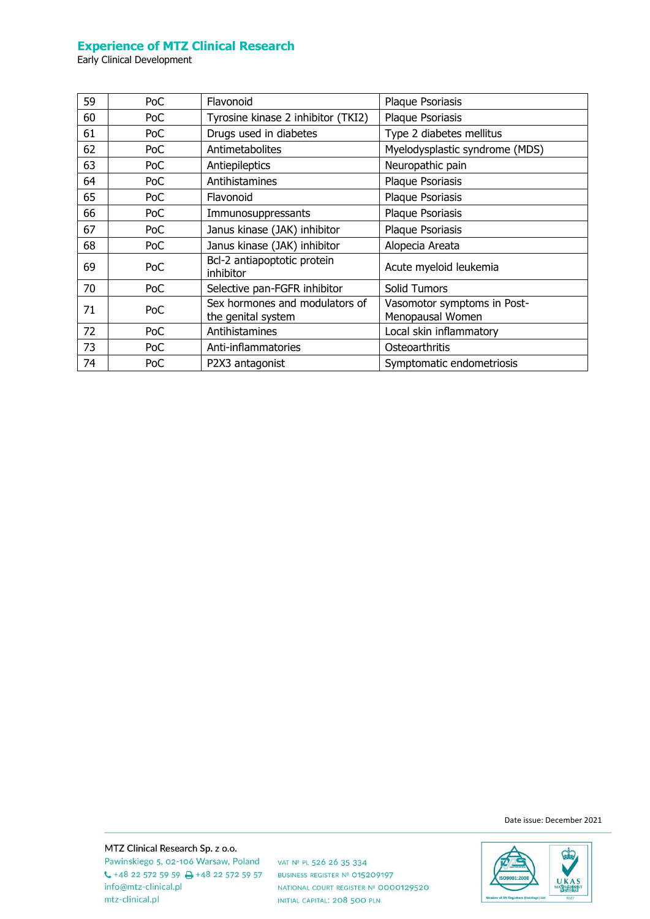## Experience of MTZ Clinical Research

Early Clinical Development

| | | | |
|---|---|---|---|
| 59 | PoC | Flavonoid | Plaque Psoriasis |
| 60 | PoC | Tyrosine kinase 2 inhibitor (TKI2) | Plaque Psoriasis |
| 61 | PoC | Drugs used in diabetes | Type 2 diabetes mellitus |
| 62 | PoC | Antimetabolites | Myelodysplastic syndrome (MDS) |
| 63 | PoC | Antiepileptics | Neuropathic pain |
| 64 | PoC | Antihistamines | Plaque Psoriasis |
| 65 | PoC | Flavonoid | Plaque Psoriasis |
| 66 | PoC | Immunosuppressants | Plaque Psoriasis |
| 67 | PoC | Janus kinase (JAK) inhibitor | Plaque Psoriasis |
| 68 | PoC | Janus kinase (JAK) inhibitor | Alopecia Areata |
| 69 | PoC | Bcl-2 antiapoptotic protein inhibitor | Acute myeloid leukemia |
| 70 | PoC | Selective pan-FGFR inhibitor | Solid Tumors |
| 71 | PoC | Sex hormones and modulators of the genital system | Vasomotor symptoms in Post-Menopausal Women |
| 72 | PoC | Antihistamines | Local skin inflammatory |
| 73 | PoC | Anti-inflammatories | Osteoarthritis |
| 74 | PoC | P2X3 antagonist | Symptomatic endometriosis |

Date issue: December 2021

MTZ Clinical Research Sp. z o.o.
Pawinskiego 5, 02-106 Warsaw, Poland
+48 22 572 59 59 +48 22 572 59 57
info@mtz-clinical.pl
mtz-clinical.pl

VAT № PL 526 26 35 334
BUSINESS REGISTER № 015209197
NATIONAL COURT REGISTER № 0000129520
INITIAL CAPITAL: 208 500 PLN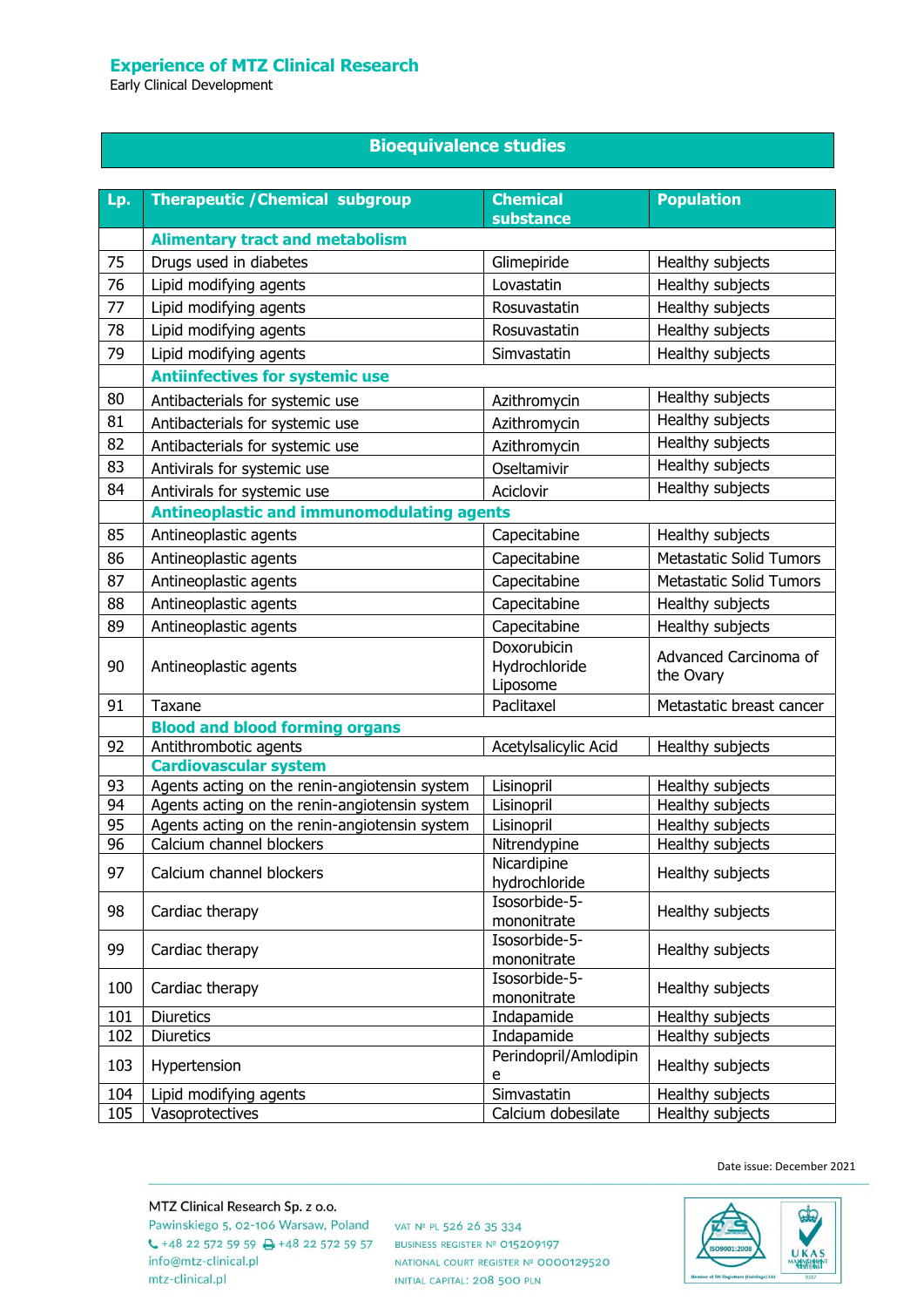**Experience of MTZ Clinical Research**
Early Clinical Development

## Bioequivalence studies

| Lp. | Therapeutic / Chemical subgroup | Chemical substance | Population |
|---|---|---|---|
| | **Alimentary tract and metabolism** | | |
| 75 | Drugs used in diabetes | Glimepiride | Healthy subjects |
| 76 | Lipid modifying agents | Lovastatin | Healthy subjects |
| 77 | Lipid modifying agents | Rosuvastatin | Healthy subjects |
| 78 | Lipid modifying agents | Rosuvastatin | Healthy subjects |
| 79 | Lipid modifying agents | Simvastatin | Healthy subjects |
| | **Antiinfectives for systemic use** | | |
| 80 | Antibacterials for systemic use | Azithromycin | Healthy subjects |
| 81 | Antibacterials for systemic use | Azithromycin | Healthy subjects |
| 82 | Antibacterials for systemic use | Azithromycin | Healthy subjects |
| 83 | Antivirals for systemic use | Oseltamivir | Healthy subjects |
| 84 | Antivirals for systemic use | Aciclovir | Healthy subjects |
| | **Antineoplastic and immunomodulating agents** | | |
| 85 | Antineoplastic agents | Capecitabine | Healthy subjects |
| 86 | Antineoplastic agents | Capecitabine | Metastatic Solid Tumors |
| 87 | Antineoplastic agents | Capecitabine | Metastatic Solid Tumors |
| 88 | Antineoplastic agents | Capecitabine | Healthy subjects |
| 89 | Antineoplastic agents | Capecitabine | Healthy subjects |
| 90 | Antineoplastic agents | Doxorubicin Hydrochloride Liposome | Advanced Carcinoma of the Ovary |
| 91 | Taxane | Paclitaxel | Metastatic breast cancer |
| | **Blood and blood forming organs** | | |
| 92 | Antithrombotic agents | Acetylsalicylic Acid | Healthy subjects |
| | **Cardiovascular system** | | |
| 93 | Agents acting on the renin-angiotensin system | Lisinopril | Healthy subjects |
| 94 | Agents acting on the renin-angiotensin system | Lisinopril | Healthy subjects |
| 95 | Agents acting on the renin-angiotensin system | Lisinopril | Healthy subjects |
| 96 | Calcium channel blockers | Nitrendypine | Healthy subjects |
| 97 | Calcium channel blockers | Nicardipine hydrochloride | Healthy subjects |
| 98 | Cardiac therapy | Isosorbide-5-mononitrate | Healthy subjects |
| 99 | Cardiac therapy | Isosorbide-5-mononitrate | Healthy subjects |
| 100 | Cardiac therapy | Isosorbide-5-mononitrate | Healthy subjects |
| 101 | Diuretics | Indapamide | Healthy subjects |
| 102 | Diuretics | Indapamide | Healthy subjects |
| 103 | Hypertension | Perindopril/Amlodipine | Healthy subjects |
| 104 | Lipid modifying agents | Simvastatin | Healthy subjects |
| 105 | Vasoprotectives | Calcium dobesilate | Healthy subjects |

Date issue: December 2021

MTZ Clinical Research Sp. z o.o.
Pawinskiego 5, 02-106 Warsaw, Poland
+48 22 572 59 59 +48 22 572 59 57
info@mtz-clinical.pl
mtz-clinical.pl

VAT № PL 526 26 35 334
BUSINESS REGISTER № 015209197
NATIONAL COURT REGISTER № 0000129520
INITIAL CAPITAL: 208 500 PLN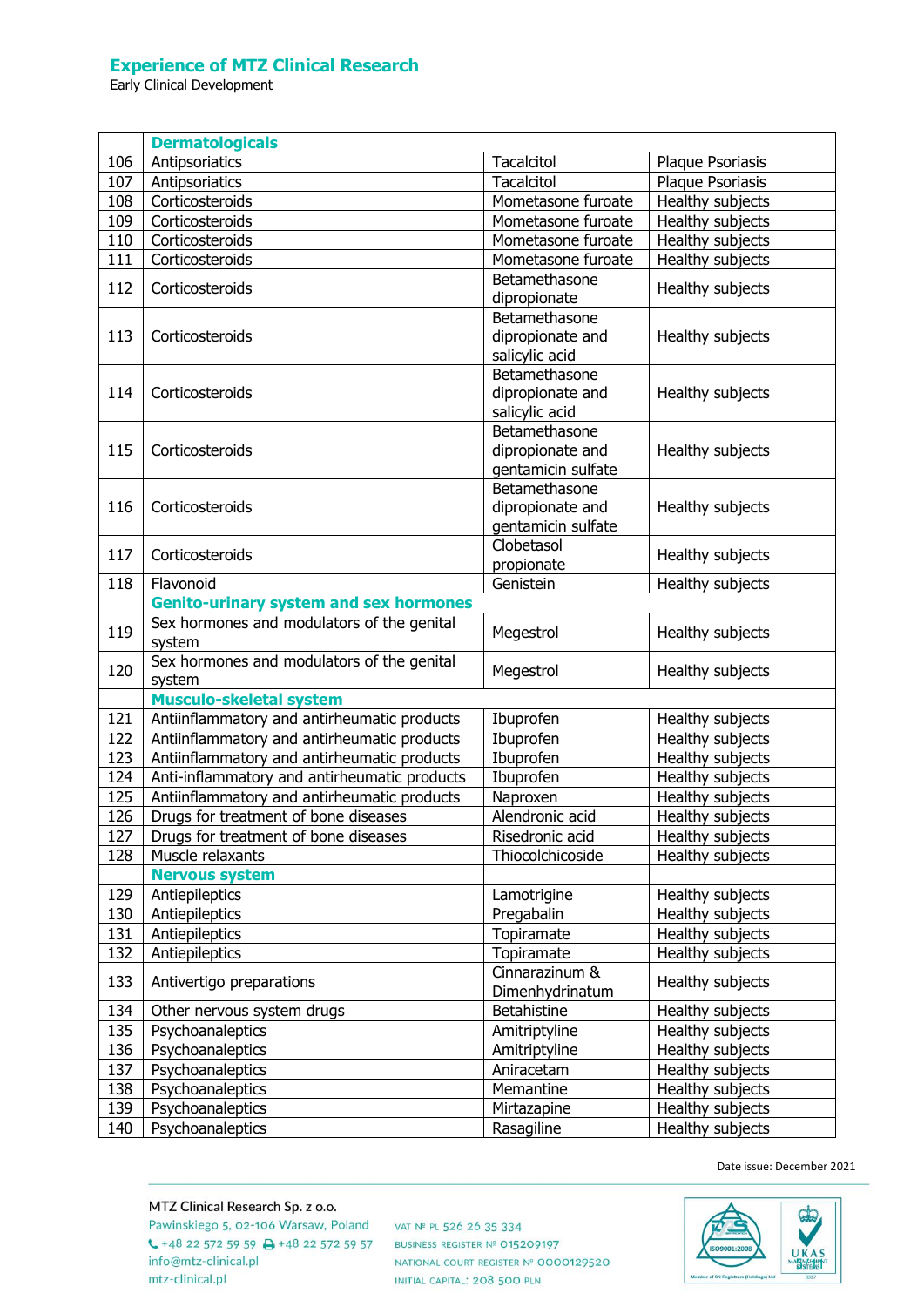**Experience of MTZ Clinical Research**
Early Clinical Development

| | | | |
|---|---|---|---|
| | **Dermatologicals** | | |
| 106 | Antipsoriatics | Tacalcitol | Plaque Psoriasis |
| 107 | Antipsoriatics | Tacalcitol | Plaque Psoriasis |
| 108 | Corticosteroids | Mometasone furoate | Healthy subjects |
| 109 | Corticosteroids | Mometasone furoate | Healthy subjects |
| 110 | Corticosteroids | Mometasone furoate | Healthy subjects |
| 111 | Corticosteroids | Mometasone furoate | Healthy subjects |
| 112 | Corticosteroids | Betamethasone dipropionate | Healthy subjects |
| 113 | Corticosteroids | Betamethasone dipropionate and salicylic acid | Healthy subjects |
| 114 | Corticosteroids | Betamethasone dipropionate and salicylic acid | Healthy subjects |
| 115 | Corticosteroids | Betamethasone dipropionate and gentamicin sulfate | Healthy subjects |
| 116 | Corticosteroids | Betamethasone dipropionate and gentamicin sulfate | Healthy subjects |
| 117 | Corticosteroids | Clobetasol propionate | Healthy subjects |
| 118 | Flavonoid | Genistein | Healthy subjects |
| | **Genito-urinary system and sex hormones** | | |
| 119 | Sex hormones and modulators of the genital system | Megestrol | Healthy subjects |
| 120 | Sex hormones and modulators of the genital system | Megestrol | Healthy subjects |
| | **Musculo-skeletal system** | | |
| 121 | Antiinflammatory and antirheumatic products | Ibuprofen | Healthy subjects |
| 122 | Antiinflammatory and antirheumatic products | Ibuprofen | Healthy subjects |
| 123 | Antiinflammatory and antirheumatic products | Ibuprofen | Healthy subjects |
| 124 | Anti-inflammatory and antirheumatic products | Ibuprofen | Healthy subjects |
| 125 | Antiinflammatory and antirheumatic products | Naproxen | Healthy subjects |
| 126 | Drugs for treatment of bone diseases | Alendronic acid | Healthy subjects |
| 127 | Drugs for treatment of bone diseases | Risedronic acid | Healthy subjects |
| 128 | Muscle relaxants | Thiocolchicoside | Healthy subjects |
| | **Nervous system** | | |
| 129 | Antiepileptics | Lamotrigine | Healthy subjects |
| 130 | Antiepileptics | Pregabalin | Healthy subjects |
| 131 | Antiepileptics | Topiramate | Healthy subjects |
| 132 | Antiepileptics | Topiramate | Healthy subjects |
| 133 | Antivertigo preparations | Cinnarazinum & Dimenhydrinatum | Healthy subjects |
| 134 | Other nervous system drugs | Betahistine | Healthy subjects |
| 135 | Psychoanaleptics | Amitriptyline | Healthy subjects |
| 136 | Psychoanaleptics | Amitriptyline | Healthy subjects |
| 137 | Psychoanaleptics | Aniracetam | Healthy subjects |
| 138 | Psychoanaleptics | Memantine | Healthy subjects |
| 139 | Psychoanaleptics | Mirtazapine | Healthy subjects |
| 140 | Psychoanaleptics | Rasagiline | Healthy subjects |

Date issue: December 2021

MTZ Clinical Research Sp. z o.o.
Pawinskiego 5, 02-106 Warsaw, Poland
+48 22 572 59 59 +48 22 572 59 57
info@mtz-clinical.pl
mtz-clinical.pl

VAT № PL 526 26 35 334
BUSINESS REGISTER № 015209197
NATIONAL COURT REGISTER № 0000129520
INITIAL CAPITAL: 208 500 PLN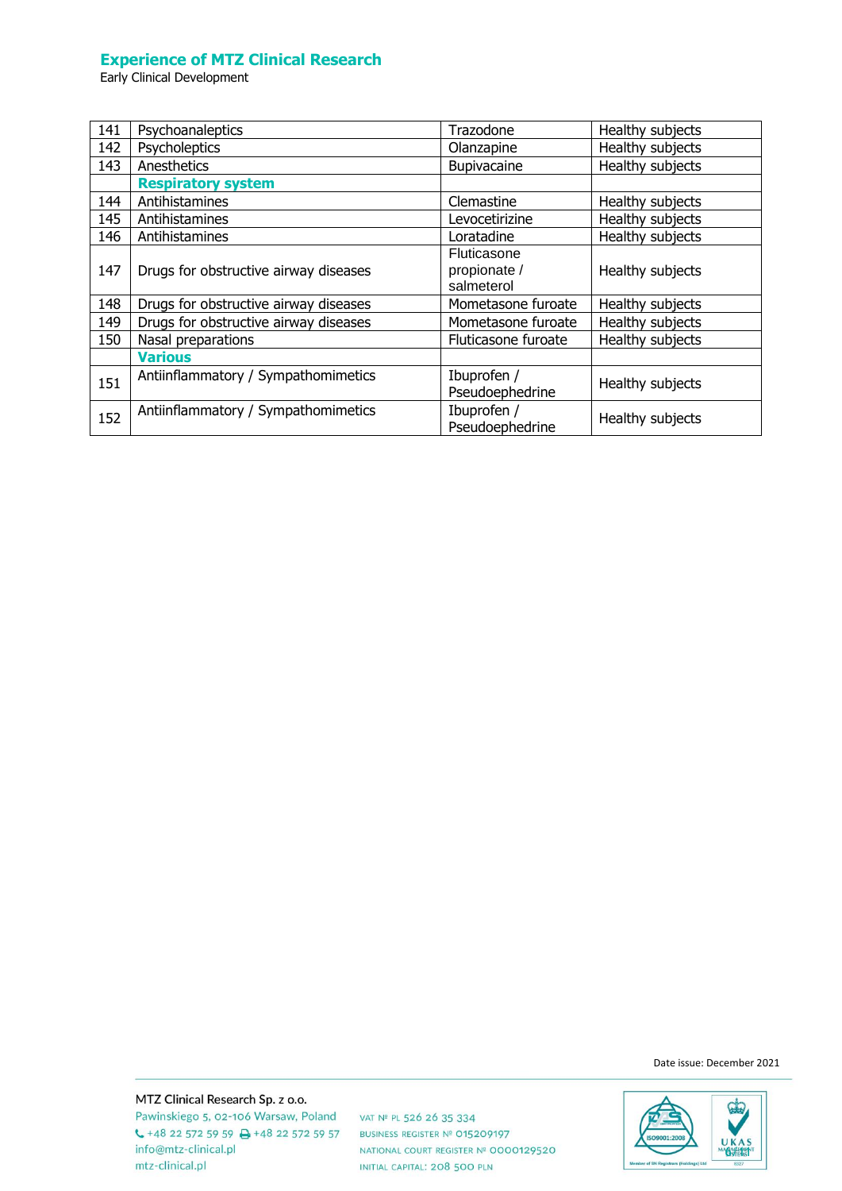## Experience of MTZ Clinical Research

Early Clinical Development

| | | | |
|---|---|---|---|
| 141 | Psychoanaleptics | Trazodone | Healthy subjects |
| 142 | Psycholeptics | Olanzapine | Healthy subjects |
| 143 | Anesthetics | Bupivacaine | Healthy subjects |
| | **Respiratory system** | | |
| 144 | Antihistamines | Clemastine | Healthy subjects |
| 145 | Antihistamines | Levocetirizine | Healthy subjects |
| 146 | Antihistamines | Loratadine | Healthy subjects |
| 147 | Drugs for obstructive airway diseases | Fluticasone propionate / salmeterol | Healthy subjects |
| 148 | Drugs for obstructive airway diseases | Mometasone furoate | Healthy subjects |
| 149 | Drugs for obstructive airway diseases | Mometasone furoate | Healthy subjects |
| 150 | Nasal preparations | Fluticasone furoate | Healthy subjects |
| | **Various** | | |
| 151 | Antiinflammatory / Sympathomimetics | Ibuprofen / Pseudoephedrine | Healthy subjects |
| 152 | Antiinflammatory / Sympathomimetics | Ibuprofen / Pseudoephedrine | Healthy subjects |

Date issue: December 2021

MTZ Clinical Research Sp. z o.o.
Pawinskiego 5, 02-106 Warsaw, Poland
+48 22 572 59 59 +48 22 572 59 57
info@mtz-clinical.pl
mtz-clinical.pl

VAT № PL 526 26 35 334
BUSINESS REGISTER № 015209197
NATIONAL COURT REGISTER № 0000129520
INITIAL CAPITAL: 208 500 PLN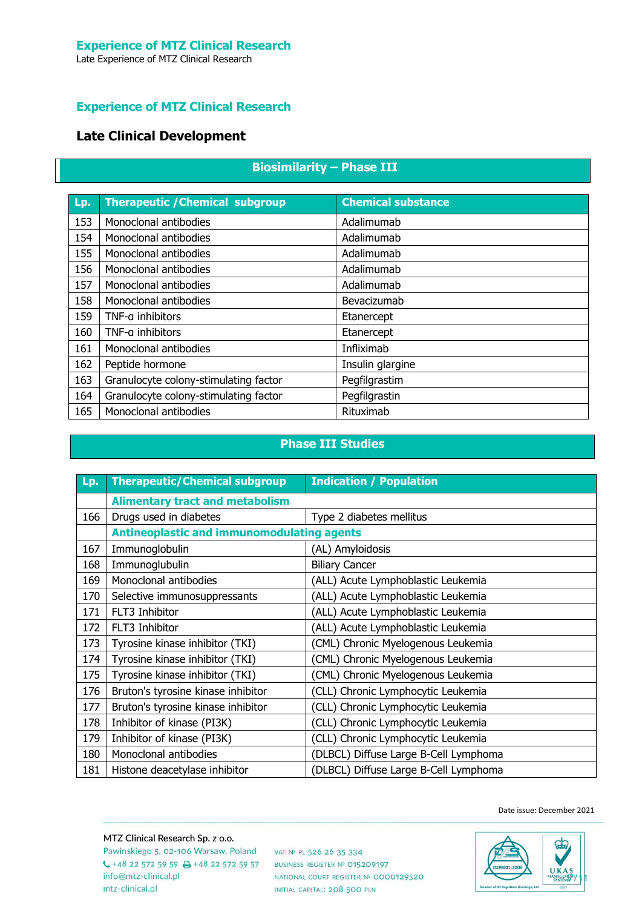## Experience of MTZ Clinical Research

Late Experience of MTZ Clinical Research

## Experience of MTZ Clinical Research

### Late Clinical Development

**Biosimilarity – Phase III**

| Lp. | Therapeutic /Chemical subgroup | Chemical substance |
|---|---|---|
| 153 | Monoclonal antibodies | Adalimumab |
| 154 | Monoclonal antibodies | Adalimumab |
| 155 | Monoclonal antibodies | Adalimumab |
| 156 | Monoclonal antibodies | Adalimumab |
| 157 | Monoclonal antibodies | Adalimumab |
| 158 | Monoclonal antibodies | Bevacizumab |
| 159 | TNF-α inhibitors | Etanercept |
| 160 | TNF-α inhibitors | Etanercept |
| 161 | Monoclonal antibodies | Infliximab |
| 162 | Peptide hormone | Insulin glargine |
| 163 | Granulocyte colony-stimulating factor | Pegfilgrastim |
| 164 | Granulocyte colony-stimulating factor | Pegfilgrastin |
| 165 | Monoclonal antibodies | Rituximab |

**Phase III Studies**

| Lp. | Therapeutic/Chemical subgroup | Indication / Population |
|---|---|---|
| | **Alimentary tract and metabolism** | |
| 166 | Drugs used in diabetes | Type 2 diabetes mellitus |
| | **Antineoplastic and immunomodulating agents** | |
| 167 | Immunoglobulin | (AL) Amyloidosis |
| 168 | Immunoglubulin | Biliary Cancer |
| 169 | Monoclonal antibodies | (ALL) Acute Lymphoblastic Leukemia |
| 170 | Selective immunosuppressants | (ALL) Acute Lymphoblastic Leukemia |
| 171 | FLT3 Inhibitor | (ALL) Acute Lymphoblastic Leukemia |
| 172 | FLT3 Inhibitor | (ALL) Acute Lymphoblastic Leukemia |
| 173 | Tyrosine kinase inhibitor (TKI) | (CML) Chronic Myelogenous Leukemia |
| 174 | Tyrosine kinase inhibitor (TKI) | (CML) Chronic Myelogenous Leukemia |
| 175 | Tyrosine kinase inhibitor (TKI) | (CML) Chronic Myelogenous Leukemia |
| 176 | Bruton's tyrosine kinase inhibitor | (CLL) Chronic Lymphocytic Leukemia |
| 177 | Bruton's tyrosine kinase inhibitor | (CLL) Chronic Lymphocytic Leukemia |
| 178 | Inhibitor of kinase (PI3K) | (CLL) Chronic Lymphocytic Leukemia |
| 179 | Inhibitor of kinase (PI3K) | (CLL) Chronic Lymphocytic Leukemia |
| 180 | Monoclonal antibodies | (DLBCL) Diffuse Large B-Cell Lymphoma |
| 181 | Histone deacetylase inhibitor | (DLBCL) Diffuse Large B-Cell Lymphoma |

Date issue: December 2021

MTZ Clinical Research Sp. z o.o.
Pawinskiego 5, 02-106 Warsaw, Poland
+48 22 572 59 59 +48 22 572 59 57
info@mtz-clinical.pl
mtz-clinical.pl

VAT № PL 526 26 35 334
BUSINESS REGISTER № 015209197
NATIONAL COURT REGISTER № 0000129520
INITIAL CAPITAL: 208 500 PLN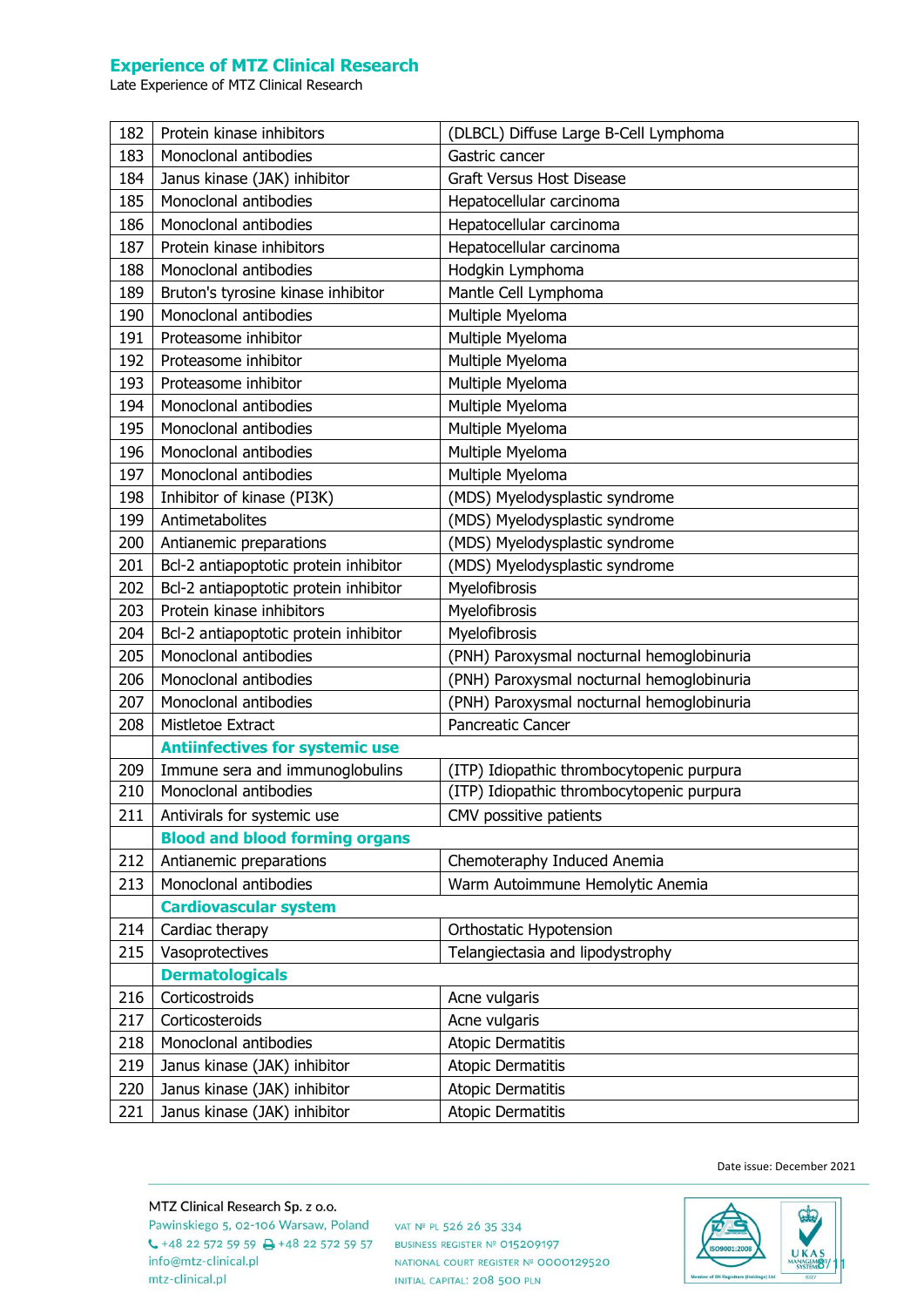## Experience of MTZ Clinical Research

Late Experience of MTZ Clinical Research

| | | |
|---|---|---|
| 182 | Protein kinase inhibitors | (DLBCL) Diffuse Large B-Cell Lymphoma |
| 183 | Monoclonal antibodies | Gastric cancer |
| 184 | Janus kinase (JAK) inhibitor | Graft Versus Host Disease |
| 185 | Monoclonal antibodies | Hepatocellular carcinoma |
| 186 | Monoclonal antibodies | Hepatocellular carcinoma |
| 187 | Protein kinase inhibitors | Hepatocellular carcinoma |
| 188 | Monoclonal antibodies | Hodgkin Lymphoma |
| 189 | Bruton's tyrosine kinase inhibitor | Mantle Cell Lymphoma |
| 190 | Monoclonal antibodies | Multiple Myeloma |
| 191 | Proteasome inhibitor | Multiple Myeloma |
| 192 | Proteasome inhibitor | Multiple Myeloma |
| 193 | Proteasome inhibitor | Multiple Myeloma |
| 194 | Monoclonal antibodies | Multiple Myeloma |
| 195 | Monoclonal antibodies | Multiple Myeloma |
| 196 | Monoclonal antibodies | Multiple Myeloma |
| 197 | Monoclonal antibodies | Multiple Myeloma |
| 198 | Inhibitor of kinase (PI3K) | (MDS) Myelodysplastic syndrome |
| 199 | Antimetabolites | (MDS) Myelodysplastic syndrome |
| 200 | Antianemic preparations | (MDS) Myelodysplastic syndrome |
| 201 | Bcl-2 antiapoptotic protein inhibitor | (MDS) Myelodysplastic syndrome |
| 202 | Bcl-2 antiapoptotic protein inhibitor | Myelofibrosis |
| 203 | Protein kinase inhibitors | Myelofibrosis |
| 204 | Bcl-2 antiapoptotic protein inhibitor | Myelofibrosis |
| 205 | Monoclonal antibodies | (PNH) Paroxysmal nocturnal hemoglobinuria |
| 206 | Monoclonal antibodies | (PNH) Paroxysmal nocturnal hemoglobinuria |
| 207 | Monoclonal antibodies | (PNH) Paroxysmal nocturnal hemoglobinuria |
| 208 | Mistletoe Extract | Pancreatic Cancer |
| | **Antiinfectives for systemic use** | |
| 209 | Immune sera and immunoglobulins | (ITP) Idiopathic thrombocytopenic purpura |
| 210 | Monoclonal antibodies | (ITP) Idiopathic thrombocytopenic purpura |
| 211 | Antivirals for systemic use | CMV possitive patients |
| | **Blood and blood forming organs** | |
| 212 | Antianemic preparations | Chemoteraphy Induced Anemia |
| 213 | Monoclonal antibodies | Warm Autoimmune Hemolytic Anemia |
| | **Cardiovascular system** | |
| 214 | Cardiac therapy | Orthostatic Hypotension |
| 215 | Vasoprotectives | Telangiectasia and lipodystrophy |
| | **Dermatologicals** | |
| 216 | Corticostroids | Acne vulgaris |
| 217 | Corticosteroids | Acne vulgaris |
| 218 | Monoclonal antibodies | Atopic Dermatitis |
| 219 | Janus kinase (JAK) inhibitor | Atopic Dermatitis |
| 220 | Janus kinase (JAK) inhibitor | Atopic Dermatitis |
| 221 | Janus kinase (JAK) inhibitor | Atopic Dermatitis |

Date issue: December 2021

MTZ Clinical Research Sp. z o.o.
Pawinskiego 5, 02-106 Warsaw, Poland
+48 22 572 59 59 +48 22 572 59 57
info@mtz-clinical.pl
mtz-clinical.pl

VAT № PL 526 26 35 334
BUSINESS REGISTER № 015209197
NATIONAL COURT REGISTER № 0000129520
INITIAL CAPITAL: 208 500 PLN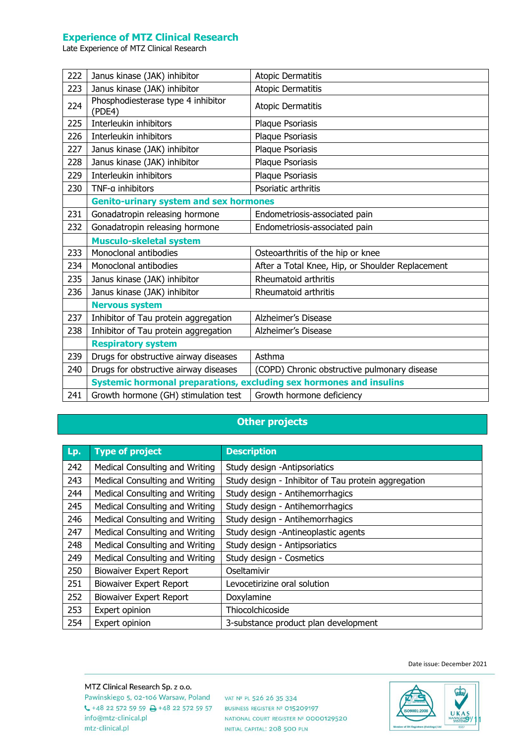## Experience of MTZ Clinical Research

Late Experience of MTZ Clinical Research

| | | |
|---|---|---|
| 222 | Janus kinase (JAK) inhibitor | Atopic Dermatitis |
| 223 | Janus kinase (JAK) inhibitor | Atopic Dermatitis |
| 224 | Phosphodiesterase type 4 inhibitor (PDE4) | Atopic Dermatitis |
| 225 | Interleukin inhibitors | Plaque Psoriasis |
| 226 | Interleukin inhibitors | Plaque Psoriasis |
| 227 | Janus kinase (JAK) inhibitor | Plaque Psoriasis |
| 228 | Janus kinase (JAK) inhibitor | Plaque Psoriasis |
| 229 | Interleukin inhibitors | Plaque Psoriasis |
| 230 | TNF-α inhibitors | Psoriatic arthritis |
| | **Genito-urinary system and sex hormones** | |
| 231 | Gonadatropin releasing hormone | Endometriosis-associated pain |
| 232 | Gonadatropin releasing hormone | Endometriosis-associated pain |
| | **Musculo-skeletal system** | |
| 233 | Monoclonal antibodies | Osteoarthritis of the hip or knee |
| 234 | Monoclonal antibodies | After a Total Knee, Hip, or Shoulder Replacement |
| 235 | Janus kinase (JAK) inhibitor | Rheumatoid arthritis |
| 236 | Janus kinase (JAK) inhibitor | Rheumatoid arthritis |
| | **Nervous system** | |
| 237 | Inhibitor of Tau protein aggregation | Alzheimer's Disease |
| 238 | Inhibitor of Tau protein aggregation | Alzheimer's Disease |
| | **Respiratory system** | |
| 239 | Drugs for obstructive airway diseases | Asthma |
| 240 | Drugs for obstructive airway diseases | (COPD) Chronic obstructive pulmonary disease |
| | **Systemic hormonal preparations, excluding sex hormones and insulins** | |
| 241 | Growth hormone (GH) stimulation test | Growth hormone deficiency |

## Other projects

| Lp. | Type of project | Description |
|---|---|---|
| 242 | Medical Consulting and Writing | Study design -Antipsoriatics |
| 243 | Medical Consulting and Writing | Study design - Inhibitor of Tau protein aggregation |
| 244 | Medical Consulting and Writing | Study design - Antihemorrhagics |
| 245 | Medical Consulting and Writing | Study design - Antihemorrhagics |
| 246 | Medical Consulting and Writing | Study design - Antihemorrhagics |
| 247 | Medical Consulting and Writing | Study design -Antineoplastic agents |
| 248 | Medical Consulting and Writing | Study design - Antipsoriatics |
| 249 | Medical Consulting and Writing | Study design - Cosmetics |
| 250 | Biowaiver Expert Report | Oseltamivir |
| 251 | Biowaiver Expert Report | Levocetirizine oral solution |
| 252 | Biowaiver Expert Report | Doxylamine |
| 253 | Expert opinion | Thiocolchicoside |
| 254 | Expert opinion | 3-substance product plan development |

Date issue: December 2021

MTZ Clinical Research Sp. z o.o.
Pawinskiego 5, 02-106 Warsaw, Poland
+48 22 572 59 59, +48 22 572 59 57
info@mtz-clinical.pl
mtz-clinical.pl

VAT № PL 526 26 35 334
BUSINESS REGISTER № 015209197
NATIONAL COURT REGISTER № 0000129520
INITIAL CAPITAL: 208 500 PLN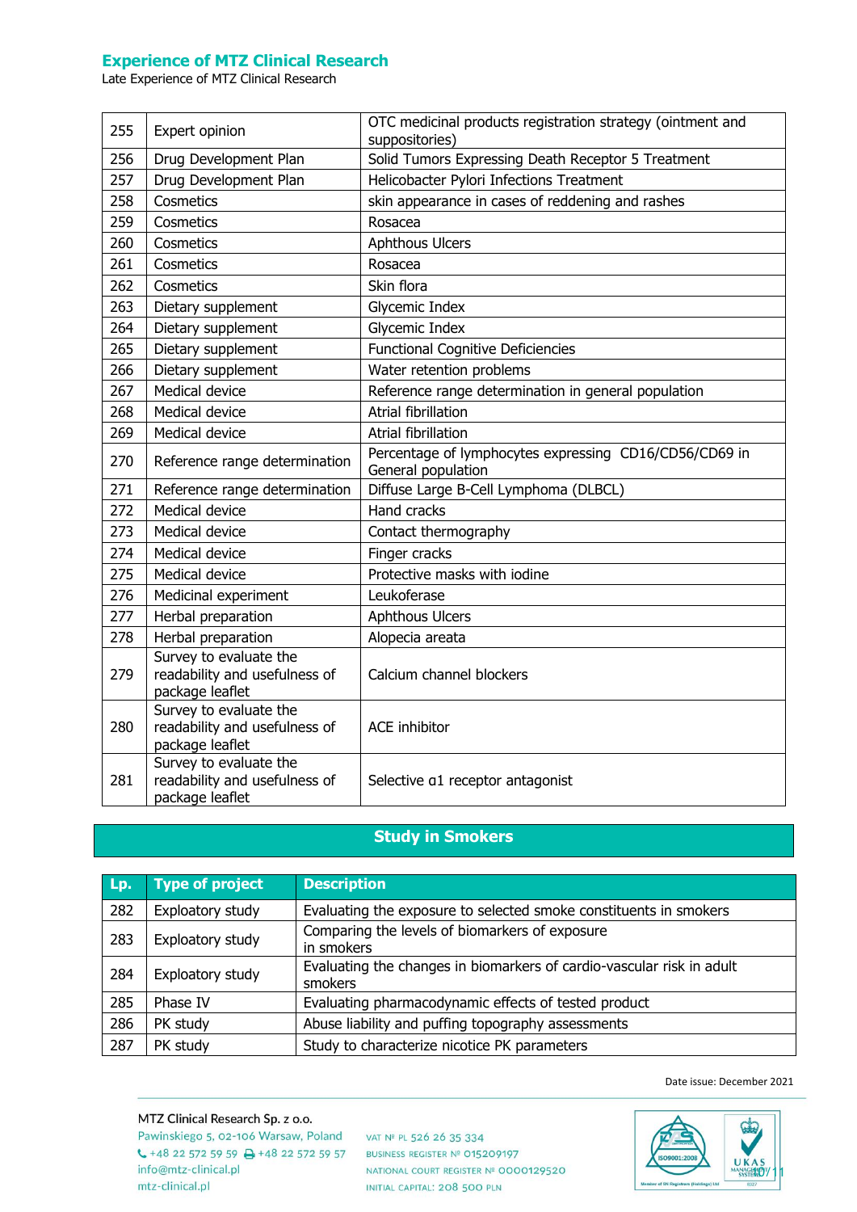## Experience of MTZ Clinical Research

Late Experience of MTZ Clinical Research

| | | |
|---|---|---|
| 255 | Expert opinion | OTC medicinal products registration strategy (ointment and suppositories) |
| 256 | Drug Development Plan | Solid Tumors Expressing Death Receptor 5 Treatment |
| 257 | Drug Development Plan | Helicobacter Pylori Infections Treatment |
| 258 | Cosmetics | skin appearance in cases of reddening and rashes |
| 259 | Cosmetics | Rosacea |
| 260 | Cosmetics | Aphthous Ulcers |
| 261 | Cosmetics | Rosacea |
| 262 | Cosmetics | Skin flora |
| 263 | Dietary supplement | Glycemic Index |
| 264 | Dietary supplement | Glycemic Index |
| 265 | Dietary supplement | Functional Cognitive Deficiencies |
| 266 | Dietary supplement | Water retention problems |
| 267 | Medical device | Reference range determination in general population |
| 268 | Medical device | Atrial fibrillation |
| 269 | Medical device | Atrial fibrillation |
| 270 | Reference range determination | Percentage of lymphocytes expressing CD16/CD56/CD69 in General population |
| 271 | Reference range determination | Diffuse Large B-Cell Lymphoma (DLBCL) |
| 272 | Medical device | Hand cracks |
| 273 | Medical device | Contact thermography |
| 274 | Medical device | Finger cracks |
| 275 | Medical device | Protective masks with iodine |
| 276 | Medicinal experiment | Leukoferase |
| 277 | Herbal preparation | Aphthous Ulcers |
| 278 | Herbal preparation | Alopecia areata |
| 279 | Survey to evaluate the readability and usefulness of package leaflet | Calcium channel blockers |
| 280 | Survey to evaluate the readability and usefulness of package leaflet | ACE inhibitor |
| 281 | Survey to evaluate the readability and usefulness of package leaflet | Selective α1 receptor antagonist |

## Study in Smokers

| Lp. | Type of project | Description |
|---|---|---|
| 282 | Exploatory study | Evaluating the exposure to selected smoke constituents in smokers |
| 283 | Exploatory study | Comparing the levels of biomarkers of exposure in smokers |
| 284 | Exploatory study | Evaluating the changes in biomarkers of cardio-vascular risk in adult smokers |
| 285 | Phase IV | Evaluating pharmacodynamic effects of tested product |
| 286 | PK study | Abuse liability and puffing topography assessments |
| 287 | PK study | Study to characterize nicotice PK parameters |

Date issue: December 2021

MTZ Clinical Research Sp. z o.o.
Pawinskiego 5, 02-106 Warsaw, Poland
+48 22 572 59 59 +48 22 572 59 57
info@mtz-clinical.pl
mtz-clinical.pl

VAT № PL 526 26 35 334
BUSINESS REGISTER № 015209197
NATIONAL COURT REGISTER № 0000129520
INITIAL CAPITAL: 208 500 PLN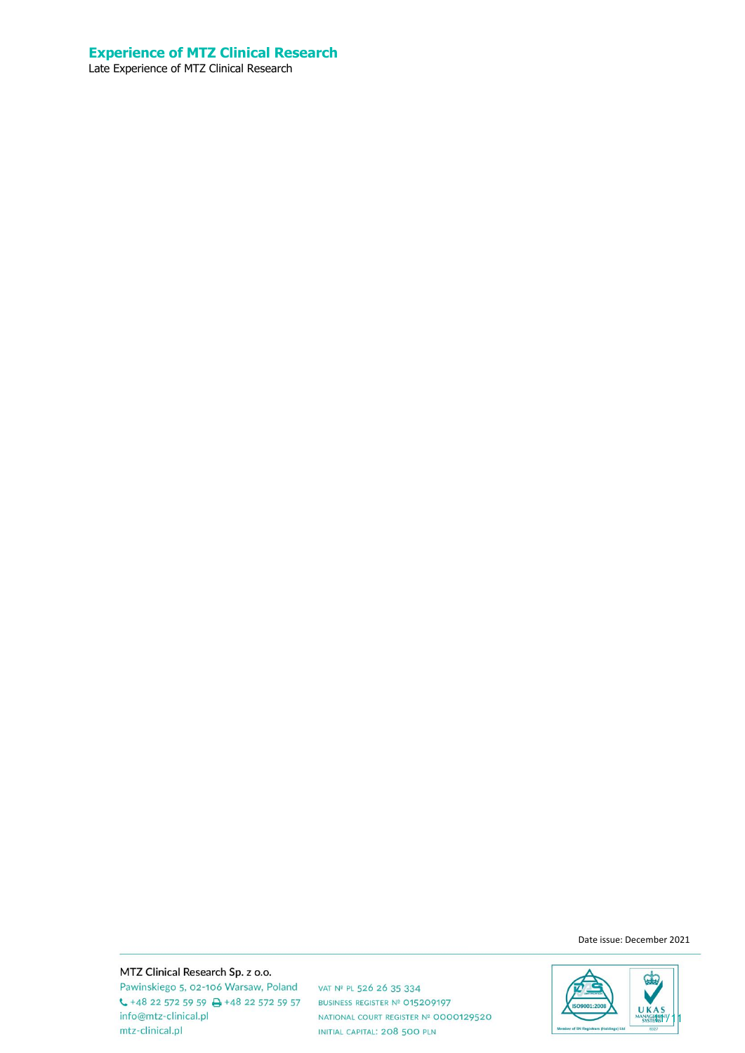## Experience of MTZ Clinical Research

Late Experience of MTZ Clinical Research